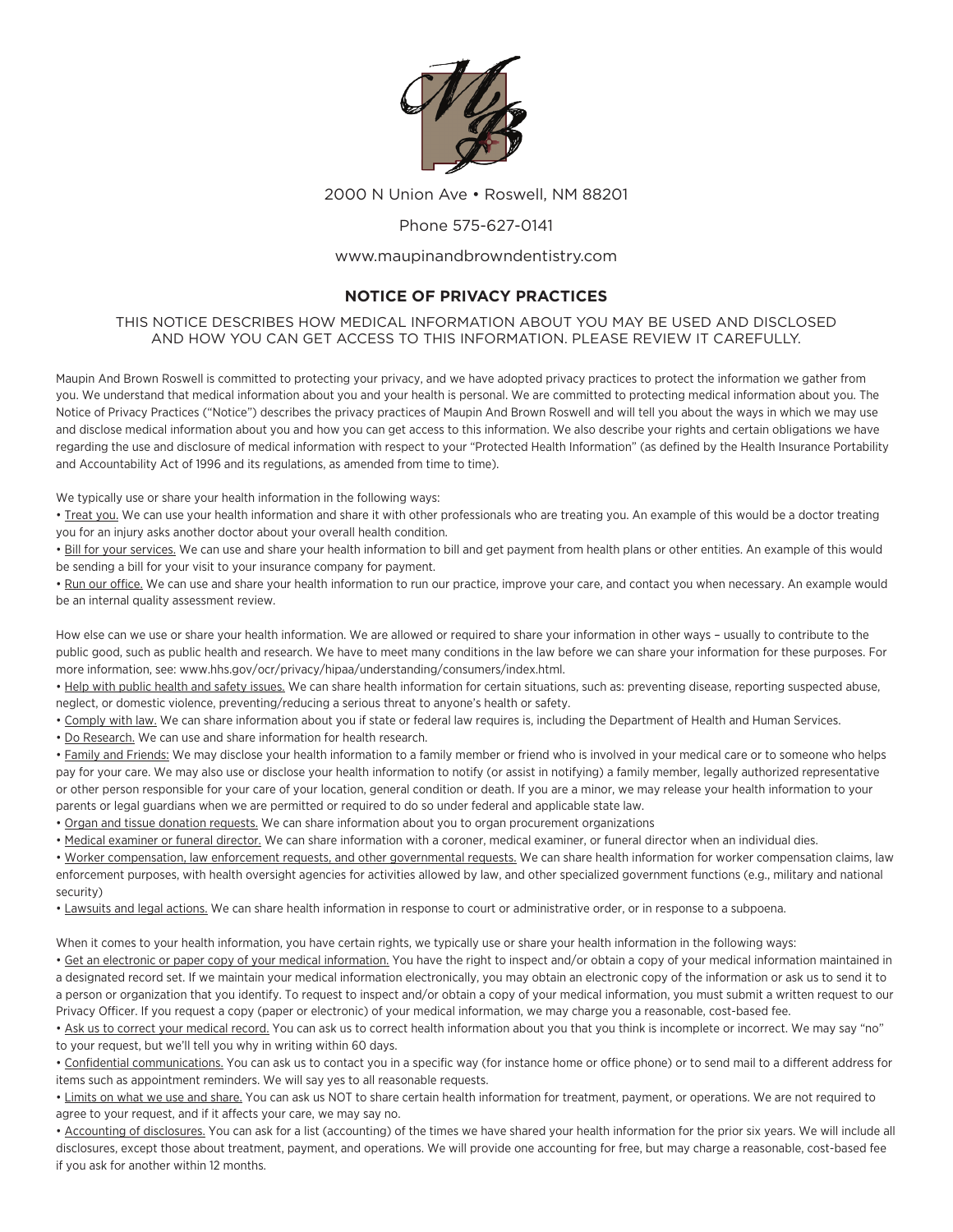2000 N Union Ave • Roswell, NM 88201

Phone 575-627-0141

www.maupinandbrowndentistry.com

# NOTICE OF PRIVACY PRACTICES

THIS NOTICE DESCRIBES HOW MEDICAL INFORMATION ABOUT YOU MAY BE USED AND DISCLOSED AND HOW YOU CAN GET ACCESS TO THIS INFORMATION. PLEASE REVIEW IT CAREFULLY.

Maupin And Brown Roswell is committed to protecting your privacy, and we have adopted privacy practices to protect the information we gather from you. We understand that medical information about you and your health is personal. We are committed to protecting medical information about you. The Notice of Privacy Practices ("Notice") describes the privacy practices of Maupin And Brown Roswell and will tell you about the ways in which we may use and disclose medical information about you and how you can get access to this information. We also describe your rights and certain obligations we have regarding the use and disclosure of medical information with respect to your "Protected Health Information" (as defined by the Health Insurance Portability and Accountability Act of 1996 and its regulations, as amended from time to time).

We typically use or share your health information in the following ways:

- Treat you. We can use your health information and share it with other professionals who are treating you. An example of this would be a doctor treating you for an injury asks another doctor about your overall health condition.
- Bill for your services. We can use and share your health information to bill and get payment from health plans or other entities. An example of this would be sending a bill for your visit to your insurance company for payment.
- Run our office. We can use and share your health information to run our practice, improve your care, and contact you when necessary. An example would be an internal quality assessment review.

How else can we use or share your health information. We are allowed or required to share your information in other ways – usually to contribute to the public good, such as public health and research. We have to meet many conditions in the law before we can share your information for these purposes. For more information, see: www.hhs.gov/ocr/privacy/hipaa/understanding/consumers/index.html.

- Help with public health and safety issues. We can share health information for certain situations, such as: preventing disease, reporting suspected abuse, neglect, or domestic violence, preventing/reducing a serious threat to anyone's health or safety.
- Comply with law. We can share information about you if state or federal law requires is, including the Department of Health and Human Services.
- Do Research. We can use and share information for health research.
- Family and Friends: We may disclose your health information to a family member or friend who is involved in your medical care or to someone who helps pay for your care. We may also use or disclose your health information to notify (or assist in notifying) a family member, legally authorized representative or other person responsible for your care of your location, general condition or death. If you are a minor, we may release your health information to your parents or legal guardians when we are permitted or required to do so under federal and applicable state law.
- Organ and tissue donation requests. We can share information about you to organ procurement organizations
- Medical examiner or funeral director. We can share information with a coroner, medical examiner, or funeral director when an individual dies.
- Worker compensation, law enforcement requests, and other governmental requests. We can share health information for worker compensation claims, law enforcement purposes, with health oversight agencies for activities allowed by law, and other specialized government functions (e.g., military and national security)
- Lawsuits and legal actions. We can share health information in response to court or administrative order, or in response to a subpoena.

When it comes to your health information, you have certain rights, we typically use or share your health information in the following ways:

- Get an electronic or paper copy of your medical information. You have the right to inspect and/or obtain a copy of your medical information maintained in a designated record set. If we maintain your medical information electronically, you may obtain an electronic copy of the information or ask us to send it to a person or organization that you identify. To request to inspect and/or obtain a copy of your medical information, you must submit a written request to our Privacy Officer. If you request a copy (paper or electronic) of your medical information, we may charge you a reasonable, cost-based fee.
- Ask us to correct your medical record. You can ask us to correct health information about you that you think is incomplete or incorrect. We may say "no" to your request, but we'll tell you why in writing within 60 days.
- Confidential communications. You can ask us to contact you in a specific way (for instance home or office phone) or to send mail to a different address for items such as appointment reminders. We will say yes to all reasonable requests.
- Limits on what we use and share. You can ask us NOT to share certain health information for treatment, payment, or operations. We are not required to agree to your request, and if it affects your care, we may say no.
- Accounting of disclosures. You can ask for a list (accounting) of the times we have shared your health information for the prior six years. We will include all disclosures, except those about treatment, payment, and operations. We will provide one accounting for free, but may charge a reasonable, cost-based fee if you ask for another within 12 months.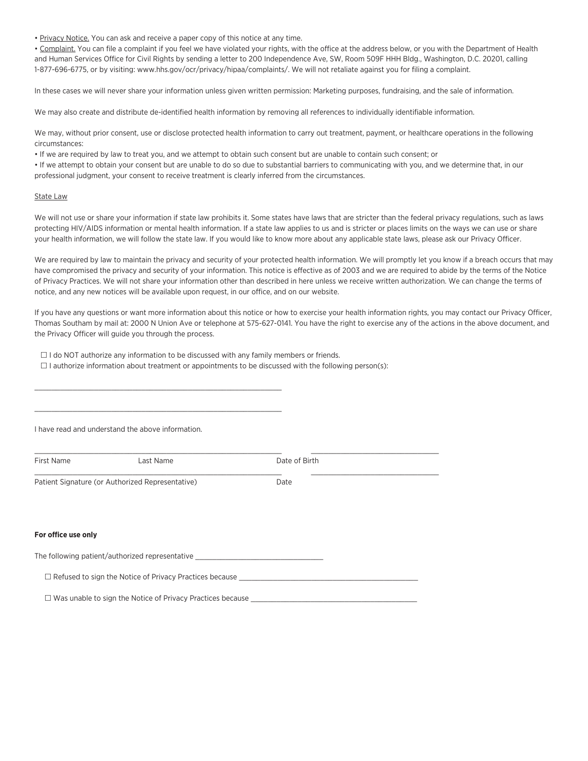• Privacy Notice. You can ask and receive a paper copy of this notice at any time.
• Complaint. You can file a complaint if you feel we have violated your rights, with the office at the address below, or you with the Department of Health and Human Services Office for Civil Rights by sending a letter to 200 Independence Ave, SW, Room 509F HHH Bldg., Washington, D.C. 20201, calling 1-877-696-6775, or by visiting: www.hhs.gov/ocr/privacy/hipaa/complaints/. We will not retaliate against you for filing a complaint.

In these cases we will never share your information unless given written permission: Marketing purposes, fundraising, and the sale of information.

We may also create and distribute de-identified health information by removing all references to individually identifiable information.

We may, without prior consent, use or disclose protected health information to carry out treatment, payment, or healthcare operations in the following circumstances:
• If we are required by law to treat you, and we attempt to obtain such consent but are unable to contain such consent; or
• If we attempt to obtain your consent but are unable to do so due to substantial barriers to communicating with you, and we determine that, in our professional judgment, your consent to receive treatment is clearly inferred from the circumstances.

State Law

We will not use or share your information if state law prohibits it. Some states have laws that are stricter than the federal privacy regulations, such as laws protecting HIV/AIDS information or mental health information. If a state law applies to us and is stricter or places limits on the ways we can use or share your health information, we will follow the state law. If you would like to know more about any applicable state laws, please ask our Privacy Officer.

We are required by law to maintain the privacy and security of your protected health information. We will promptly let you know if a breach occurs that may have compromised the privacy and security of your information. This notice is effective as of 2003 and we are required to abide by the terms of the Notice of Privacy Practices. We will not share your information other than described in here unless we receive written authorization. We can change the terms of notice, and any new notices will be available upon request, in our office, and on our website.

If you have any questions or want more information about this notice or how to exercise your health information rights, you may contact our Privacy Officer, Thomas Southam by mail at: 2000 N Union Ave or telephone at 575-627-0141. You have the right to exercise any of the actions in the above document, and the Privacy Officer will guide you through the process.

☐ I do NOT authorize any information to be discussed with any family members or friends.
☐ I authorize information about treatment or appointments to be discussed with the following person(s):

\_\_\_\_\_\_\_\_\_\_\_\_\_\_\_\_\_\_\_\_\_\_\_\_\_\_\_\_\_\_\_\_\_\_\_\_\_\_\_\_\_\_\_\_\_\_\_\_

\_\_\_\_\_\_\_\_\_\_\_\_\_\_\_\_\_\_\_\_\_\_\_\_\_\_\_\_\_\_\_\_\_\_\_\_\_\_\_\_\_\_\_\_\_\_\_\_

I have read and understand the above information.

\_\_\_\_\_\_\_\_\_\_\_\_\_\_\_\_\_\_\_\_\_\_\_\_\_\_\_\_\_\_\_\_\_\_\_\_\_\_\_\_\_\_\_\_\_\_\_\_ \_\_\_\_\_\_\_\_\_\_\_\_\_\_\_\_\_\_\_\_\_\_\_\_\_\_
First Name Last Name Date of Birth

\_\_\_\_\_\_\_\_\_\_\_\_\_\_\_\_\_\_\_\_\_\_\_\_\_\_\_\_\_\_\_\_\_\_\_\_\_\_\_\_\_\_\_\_\_\_\_\_ \_\_\_\_\_\_\_\_\_\_\_\_\_\_\_\_\_\_\_\_\_\_\_\_\_\_
Patient Signature (or Authorized Representative) Date

**For office use only**

The following patient/authorized representative \_\_\_\_\_\_\_\_\_\_\_\_\_\_\_\_\_\_\_\_\_\_\_\_\_\_\_\_\_\_

☐ Refused to sign the Notice of Privacy Practices because \_\_\_\_\_\_\_\_\_\_\_\_\_\_\_\_\_\_\_\_\_\_\_\_\_\_\_\_\_\_\_\_\_\_\_\_\_\_

☐ Was unable to sign the Notice of Privacy Practices because \_\_\_\_\_\_\_\_\_\_\_\_\_\_\_\_\_\_\_\_\_\_\_\_\_\_\_\_\_\_\_\_\_\_\_\_